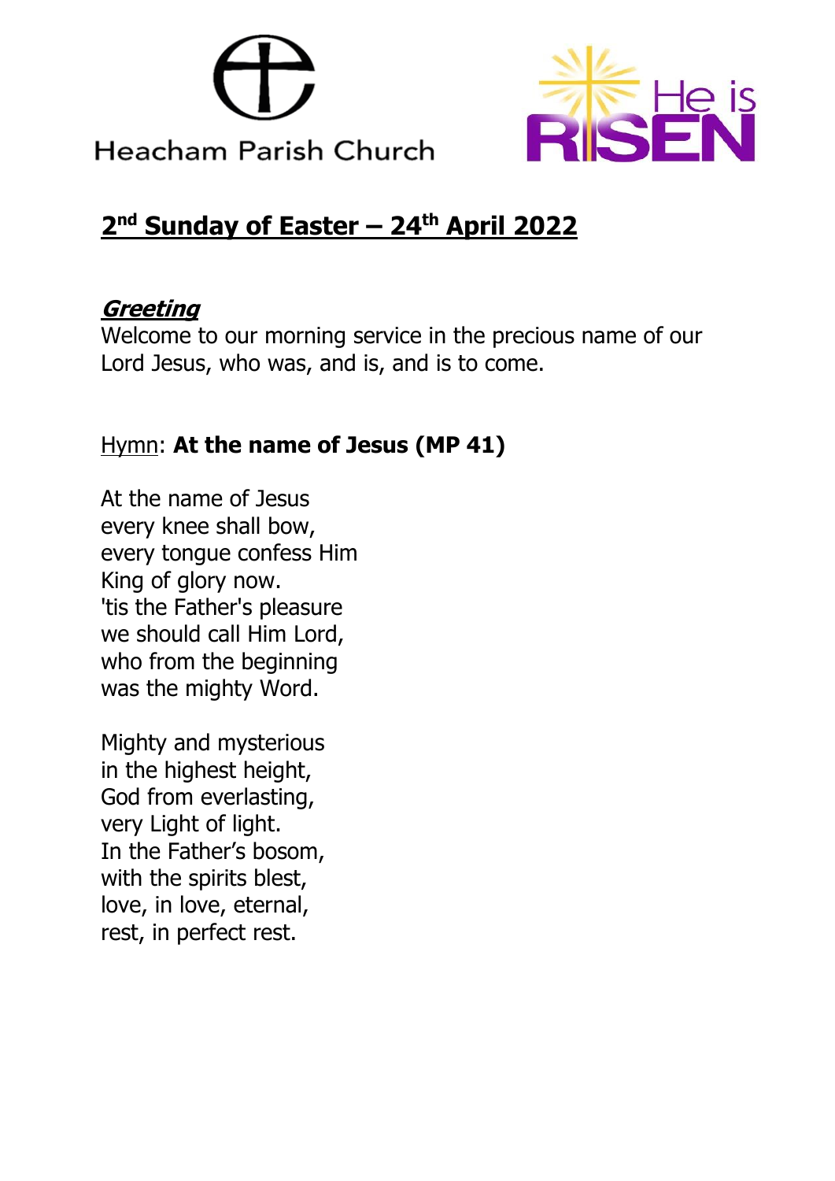Heacham Parish Church

He is RISEN

# 2nd Sunday of Easter – 24th April 2022

***Greeting***

Welcome to our morning service in the precious name of our Lord Jesus, who was, and is, and is to come.

Hymn: **At the name of Jesus (MP 41)**

At the name of Jesus
every knee shall bow,
every tongue confess Him
King of glory now.
'tis the Father's pleasure
we should call Him Lord,
who from the beginning
was the mighty Word.

Mighty and mysterious
in the highest height,
God from everlasting,
very Light of light.
In the Father's bosom,
with the spirits blest,
love, in love, eternal,
rest, in perfect rest.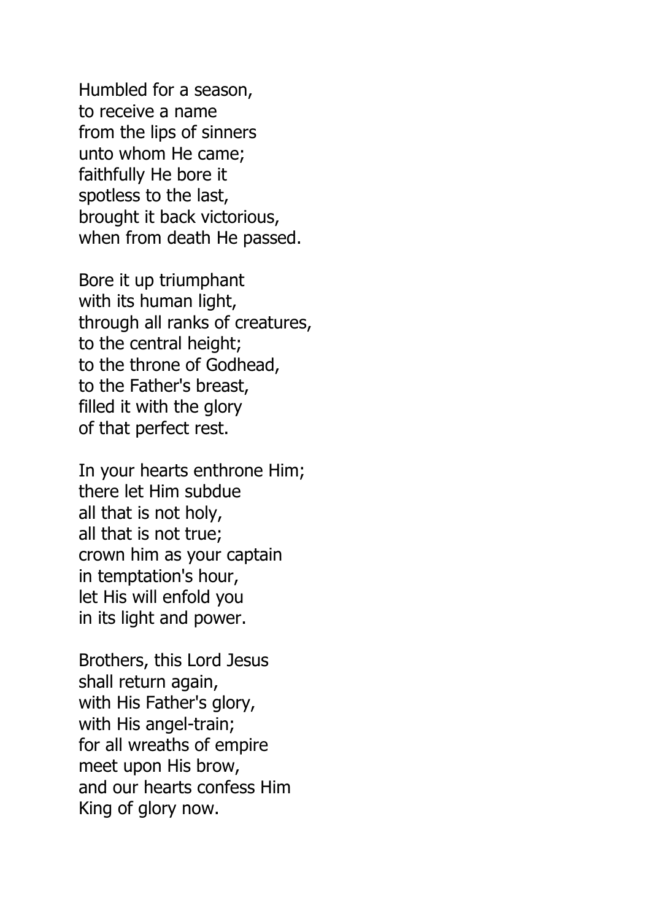Humbled for a season,
to receive a name
from the lips of sinners
unto whom He came;
faithfully He bore it
spotless to the last,
brought it back victorious,
when from death He passed.

Bore it up triumphant
with its human light,
through all ranks of creatures,
to the central height;
to the throne of Godhead,
to the Father's breast,
filled it with the glory
of that perfect rest.

In your hearts enthrone Him;
there let Him subdue
all that is not holy,
all that is not true;
crown him as your captain
in temptation's hour,
let His will enfold you
in its light and power.

Brothers, this Lord Jesus
shall return again,
with His Father's glory,
with His angel-train;
for all wreaths of empire
meet upon His brow,
and our hearts confess Him
King of glory now.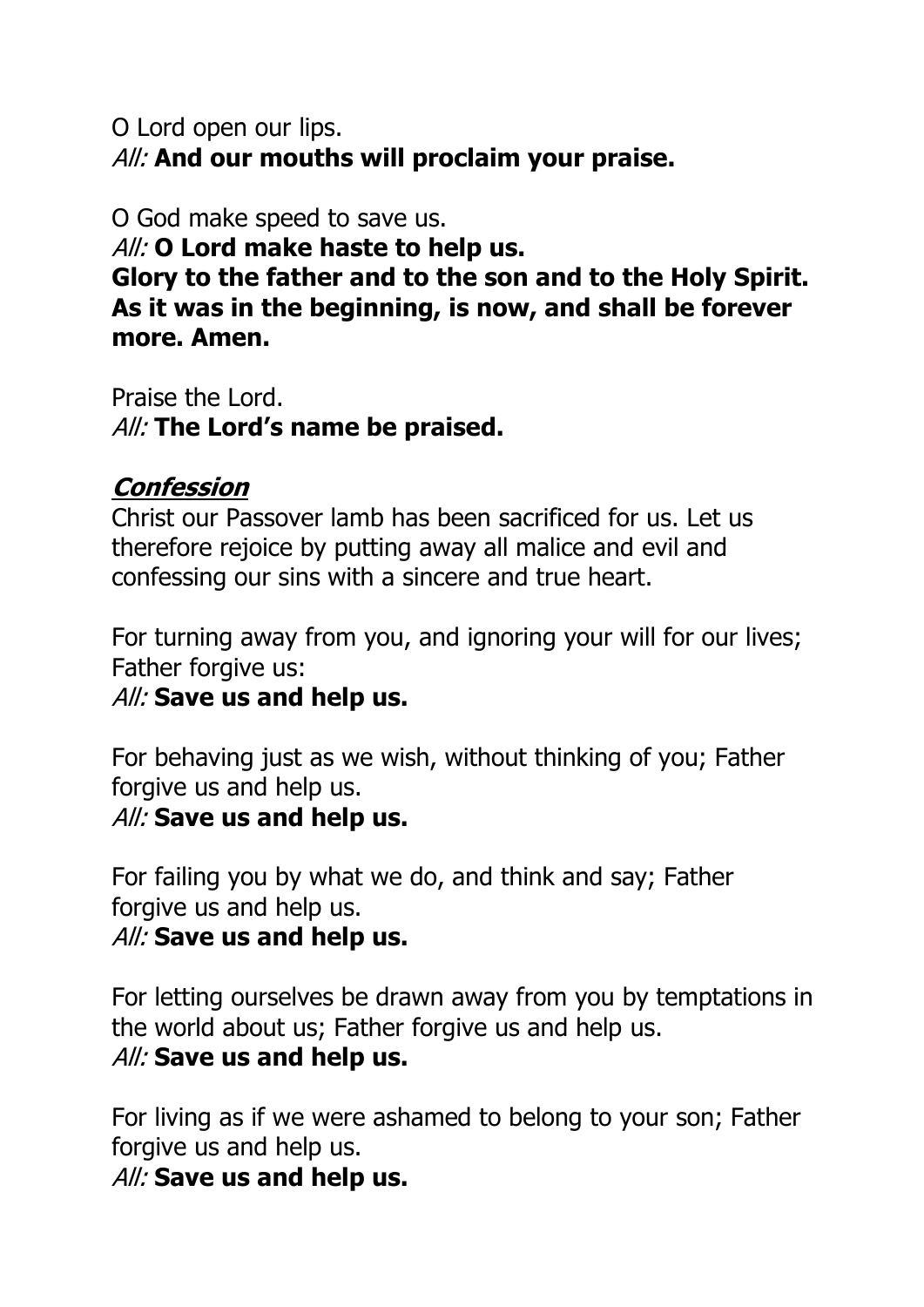O Lord open our lips.
*All:* **And our mouths will proclaim your praise.**

O God make speed to save us.
*All:* **O Lord make haste to help us.**
**Glory to the father and to the son and to the Holy Spirit. As it was in the beginning, is now, and shall be forever more. Amen.**

Praise the Lord.
*All:* **The Lord's name be praised.**

***Confession***

Christ our Passover lamb has been sacrificed for us. Let us therefore rejoice by putting away all malice and evil and confessing our sins with a sincere and true heart.

For turning away from you, and ignoring your will for our lives; Father forgive us:
*All:* **Save us and help us.**

For behaving just as we wish, without thinking of you; Father forgive us and help us.
*All:* **Save us and help us.**

For failing you by what we do, and think and say; Father forgive us and help us.
*All:* **Save us and help us.**

For letting ourselves be drawn away from you by temptations in the world about us; Father forgive us and help us.
*All:* **Save us and help us.**

For living as if we were ashamed to belong to your son; Father forgive us and help us.
*All:* **Save us and help us.**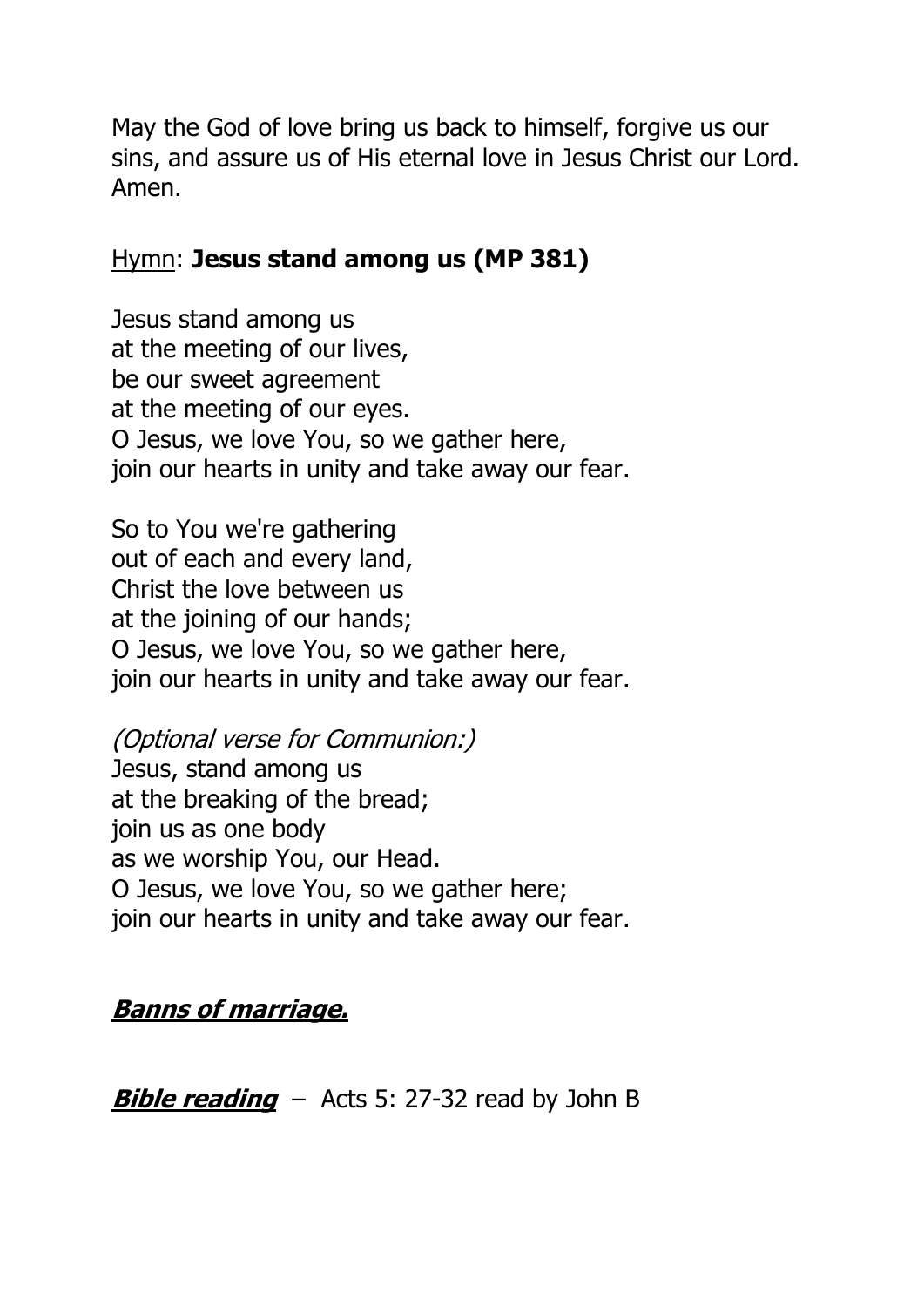May the God of love bring us back to himself, forgive us our sins, and assure us of His eternal love in Jesus Christ our Lord. Amen.

<u>Hymn</u>: **Jesus stand among us (MP 381)**

Jesus stand among us  
at the meeting of our lives,  
be our sweet agreement  
at the meeting of our eyes.  
O Jesus, we love You, so we gather here,  
join our hearts in unity and take away our fear.

So to You we're gathering  
out of each and every land,  
Christ the love between us  
at the joining of our hands;  
O Jesus, we love You, so we gather here,  
join our hearts in unity and take away our fear.

*(Optional verse for Communion:)*  
Jesus, stand among us  
at the breaking of the bread;  
join us as one body  
as we worship You, our Head.  
O Jesus, we love You, so we gather here;  
join our hearts in unity and take away our fear.

***<u>Banns of marriage.</u>***

***<u>Bible reading</u>*** – Acts 5: 27-32 read by John B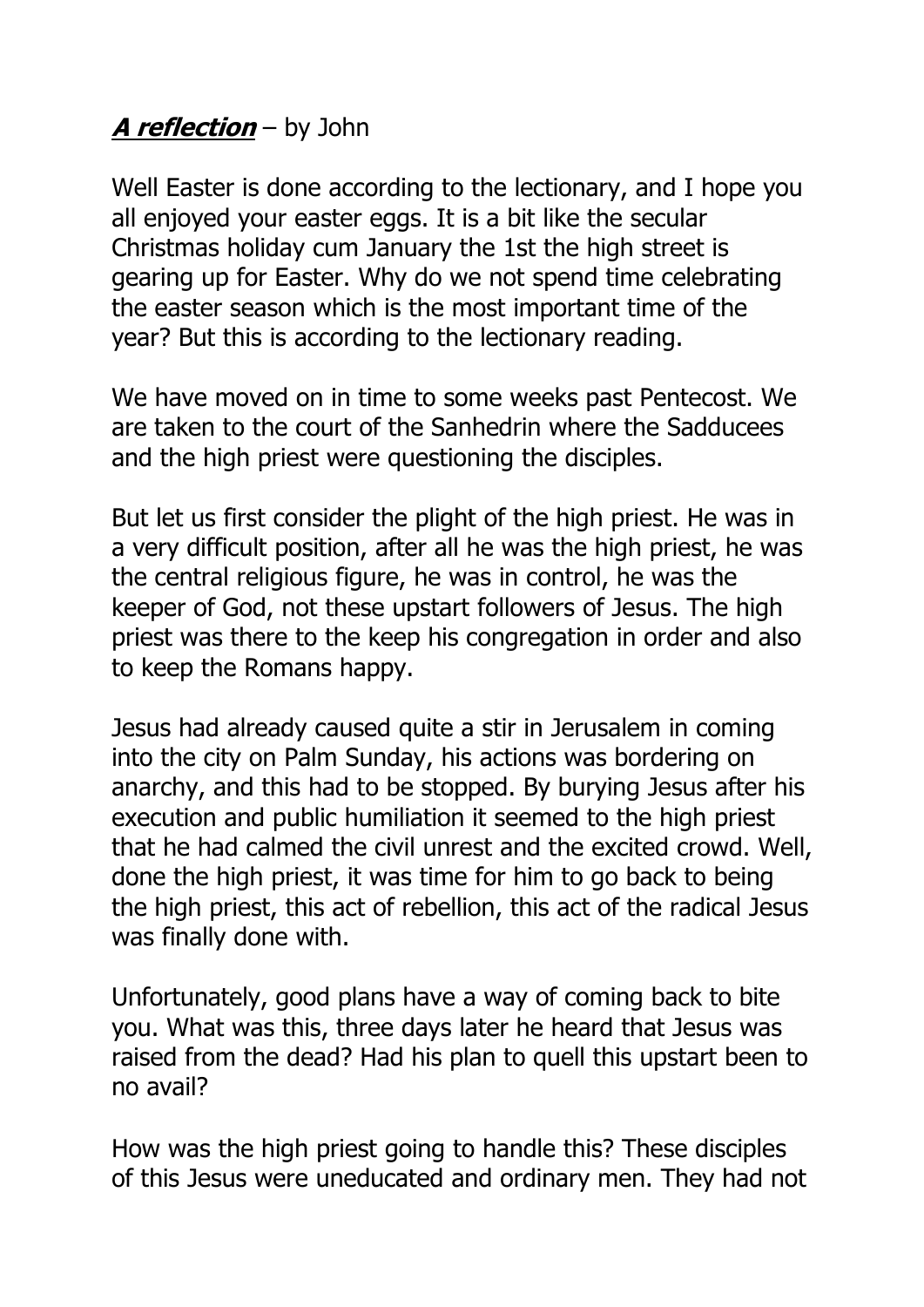***A reflection*** – by John

Well Easter is done according to the lectionary, and I hope you all enjoyed your easter eggs. It is a bit like the secular Christmas holiday cum January the 1st the high street is gearing up for Easter. Why do we not spend time celebrating the easter season which is the most important time of the year? But this is according to the lectionary reading.

We have moved on in time to some weeks past Pentecost. We are taken to the court of the Sanhedrin where the Sadducees and the high priest were questioning the disciples.

But let us first consider the plight of the high priest. He was in a very difficult position, after all he was the high priest, he was the central religious figure, he was in control, he was the keeper of God, not these upstart followers of Jesus. The high priest was there to the keep his congregation in order and also to keep the Romans happy.

Jesus had already caused quite a stir in Jerusalem in coming into the city on Palm Sunday, his actions was bordering on anarchy, and this had to be stopped. By burying Jesus after his execution and public humiliation it seemed to the high priest that he had calmed the civil unrest and the excited crowd. Well, done the high priest, it was time for him to go back to being the high priest, this act of rebellion, this act of the radical Jesus was finally done with.

Unfortunately, good plans have a way of coming back to bite you. What was this, three days later he heard that Jesus was raised from the dead? Had his plan to quell this upstart been to no avail?

How was the high priest going to handle this? These disciples of this Jesus were uneducated and ordinary men. They had not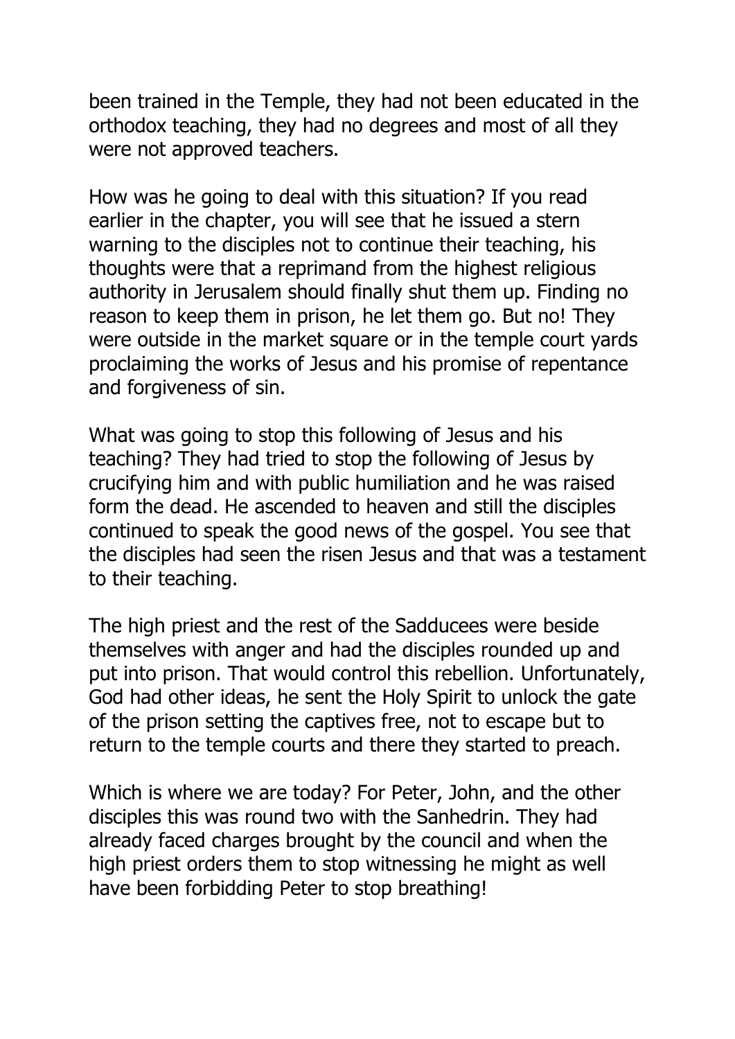been trained in the Temple, they had not been educated in the orthodox teaching, they had no degrees and most of all they were not approved teachers.

How was he going to deal with this situation? If you read earlier in the chapter, you will see that he issued a stern warning to the disciples not to continue their teaching, his thoughts were that a reprimand from the highest religious authority in Jerusalem should finally shut them up. Finding no reason to keep them in prison, he let them go. But no! They were outside in the market square or in the temple court yards proclaiming the works of Jesus and his promise of repentance and forgiveness of sin.

What was going to stop this following of Jesus and his teaching? They had tried to stop the following of Jesus by crucifying him and with public humiliation and he was raised form the dead. He ascended to heaven and still the disciples continued to speak the good news of the gospel. You see that the disciples had seen the risen Jesus and that was a testament to their teaching.

The high priest and the rest of the Sadducees were beside themselves with anger and had the disciples rounded up and put into prison. That would control this rebellion. Unfortunately, God had other ideas, he sent the Holy Spirit to unlock the gate of the prison setting the captives free, not to escape but to return to the temple courts and there they started to preach.

Which is where we are today? For Peter, John, and the other disciples this was round two with the Sanhedrin. They had already faced charges brought by the council and when the high priest orders them to stop witnessing he might as well have been forbidding Peter to stop breathing!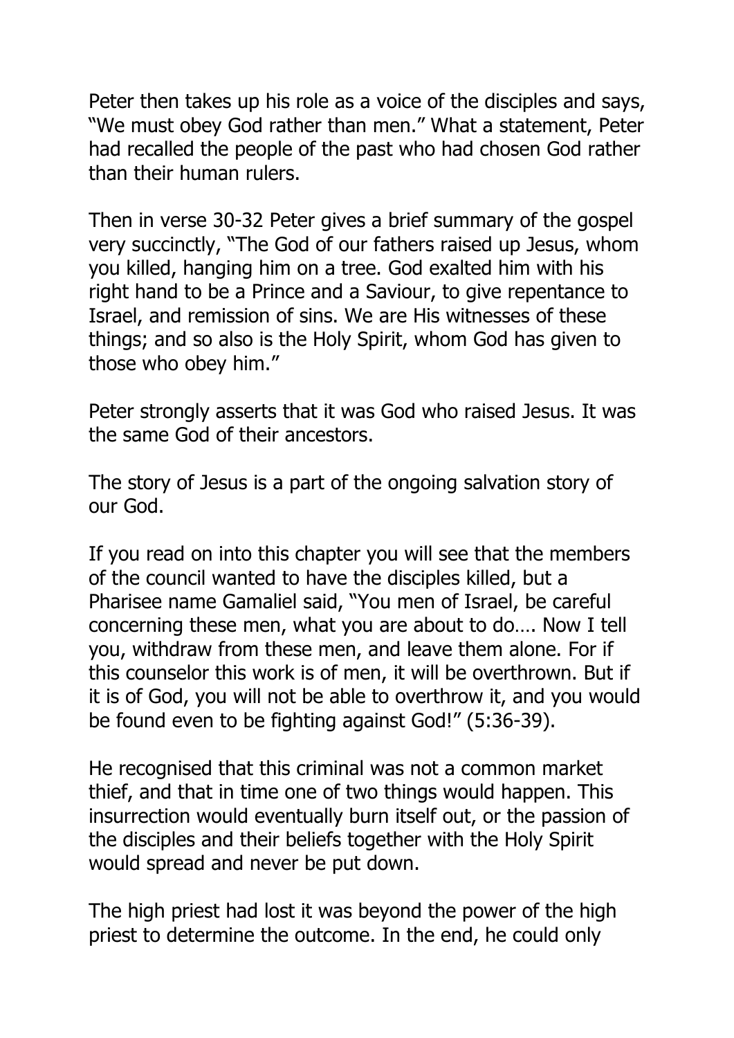Peter then takes up his role as a voice of the disciples and says, "We must obey God rather than men." What a statement, Peter had recalled the people of the past who had chosen God rather than their human rulers.

Then in verse 30-32 Peter gives a brief summary of the gospel very succinctly, "The God of our fathers raised up Jesus, whom you killed, hanging him on a tree. God exalted him with his right hand to be a Prince and a Saviour, to give repentance to Israel, and remission of sins. We are His witnesses of these things; and so also is the Holy Spirit, whom God has given to those who obey him."

Peter strongly asserts that it was God who raised Jesus. It was the same God of their ancestors.

The story of Jesus is a part of the ongoing salvation story of our God.

If you read on into this chapter you will see that the members of the council wanted to have the disciples killed, but a Pharisee name Gamaliel said, "You men of Israel, be careful concerning these men, what you are about to do…. Now I tell you, withdraw from these men, and leave them alone. For if this counselor this work is of men, it will be overthrown. But if it is of God, you will not be able to overthrow it, and you would be found even to be fighting against God!" (5:36-39).

He recognised that this criminal was not a common market thief, and that in time one of two things would happen. This insurrection would eventually burn itself out, or the passion of the disciples and their beliefs together with the Holy Spirit would spread and never be put down.

The high priest had lost it was beyond the power of the high priest to determine the outcome. In the end, he could only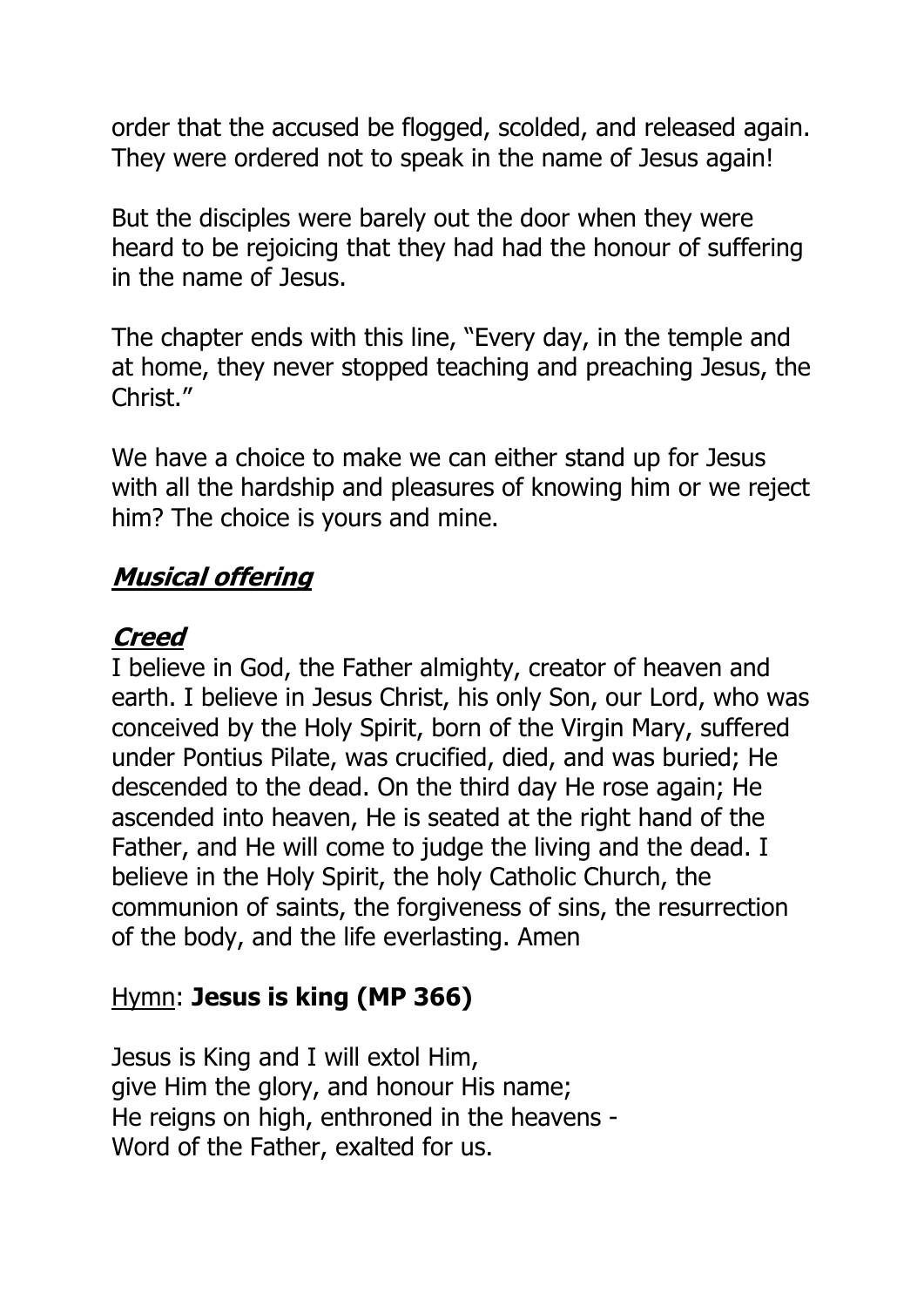order that the accused be flogged, scolded, and released again. They were ordered not to speak in the name of Jesus again!

But the disciples were barely out the door when they were heard to be rejoicing that they had had the honour of suffering in the name of Jesus.

The chapter ends with this line, "Every day, in the temple and at home, they never stopped teaching and preaching Jesus, the Christ."

We have a choice to make we can either stand up for Jesus with all the hardship and pleasures of knowing him or we reject him? The choice is yours and mine.

## ***Musical offering***

## ***Creed***

I believe in God, the Father almighty, creator of heaven and earth. I believe in Jesus Christ, his only Son, our Lord, who was conceived by the Holy Spirit, born of the Virgin Mary, suffered under Pontius Pilate, was crucified, died, and was buried; He descended to the dead. On the third day He rose again; He ascended into heaven, He is seated at the right hand of the Father, and He will come to judge the living and the dead. I believe in the Holy Spirit, the holy Catholic Church, the communion of saints, the forgiveness of sins, the resurrection of the body, and the life everlasting. Amen

Hymn: **Jesus is king (MP 366)**

Jesus is King and I will extol Him,
give Him the glory, and honour His name;
He reigns on high, enthroned in the heavens -
Word of the Father, exalted for us.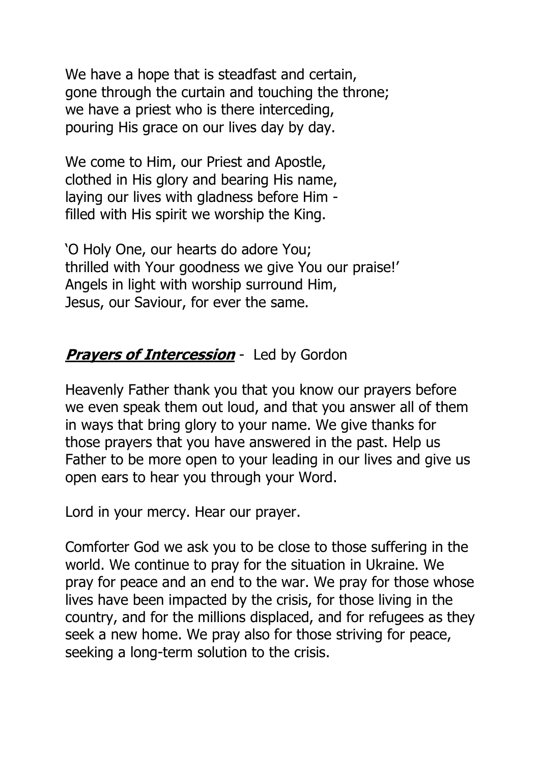We have a hope that is steadfast and certain,
gone through the curtain and touching the throne;
we have a priest who is there interceding,
pouring His grace on our lives day by day.

We come to Him, our Priest and Apostle,
clothed in His glory and bearing His name,
laying our lives with gladness before Him -
filled with His spirit we worship the King.

'O Holy One, our hearts do adore You;
thrilled with Your goodness we give You our praise!'
Angels in light with worship surround Him,
Jesus, our Saviour, for ever the same.

***Prayers of Intercession*** - Led by Gordon

Heavenly Father thank you that you know our prayers before we even speak them out loud, and that you answer all of them in ways that bring glory to your name. We give thanks for those prayers that you have answered in the past. Help us Father to be more open to your leading in our lives and give us open ears to hear you through your Word.

Lord in your mercy. Hear our prayer.

Comforter God we ask you to be close to those suffering in the world. We continue to pray for the situation in Ukraine. We pray for peace and an end to the war. We pray for those whose lives have been impacted by the crisis, for those living in the country, and for the millions displaced, and for refugees as they seek a new home. We pray also for those striving for peace, seeking a long-term solution to the crisis.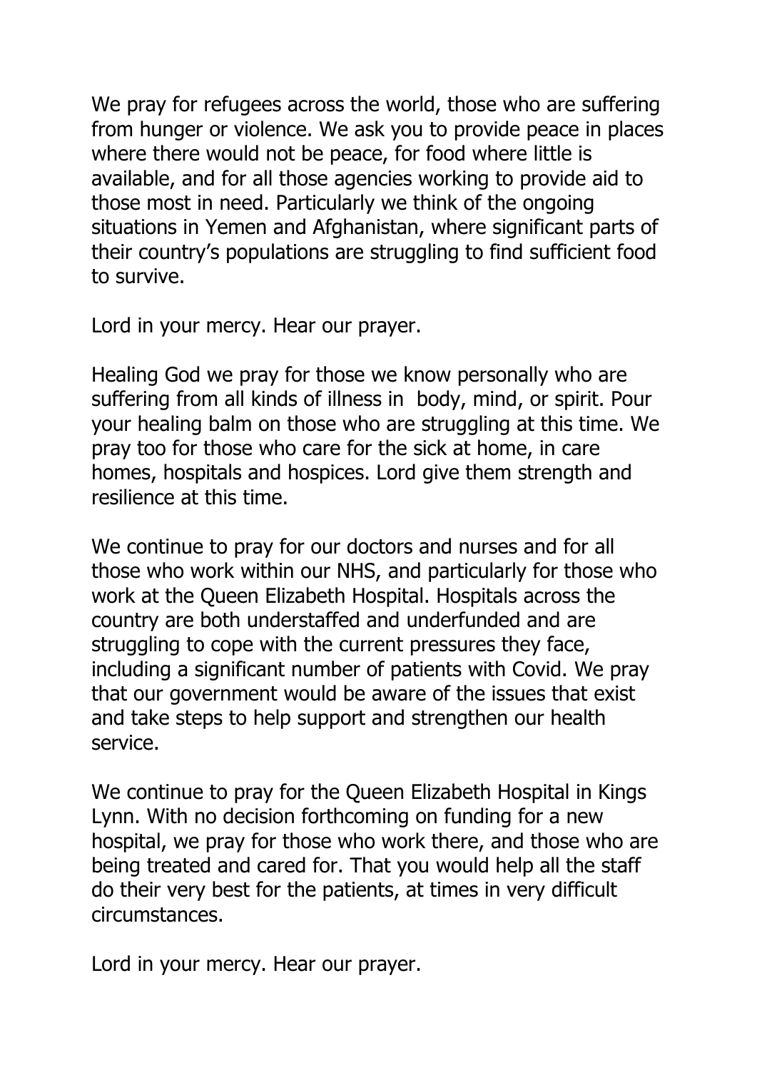We pray for refugees across the world, those who are suffering from hunger or violence. We ask you to provide peace in places where there would not be peace, for food where little is available, and for all those agencies working to provide aid to those most in need. Particularly we think of the ongoing situations in Yemen and Afghanistan, where significant parts of their country's populations are struggling to find sufficient food to survive.

Lord in your mercy. Hear our prayer.

Healing God we pray for those we know personally who are suffering from all kinds of illness in body, mind, or spirit. Pour your healing balm on those who are struggling at this time. We pray too for those who care for the sick at home, in care homes, hospitals and hospices. Lord give them strength and resilience at this time.

We continue to pray for our doctors and nurses and for all those who work within our NHS, and particularly for those who work at the Queen Elizabeth Hospital. Hospitals across the country are both understaffed and underfunded and are struggling to cope with the current pressures they face, including a significant number of patients with Covid. We pray that our government would be aware of the issues that exist and take steps to help support and strengthen our health service.

We continue to pray for the Queen Elizabeth Hospital in Kings Lynn. With no decision forthcoming on funding for a new hospital, we pray for those who work there, and those who are being treated and cared for. That you would help all the staff do their very best for the patients, at times in very difficult circumstances.

Lord in your mercy. Hear our prayer.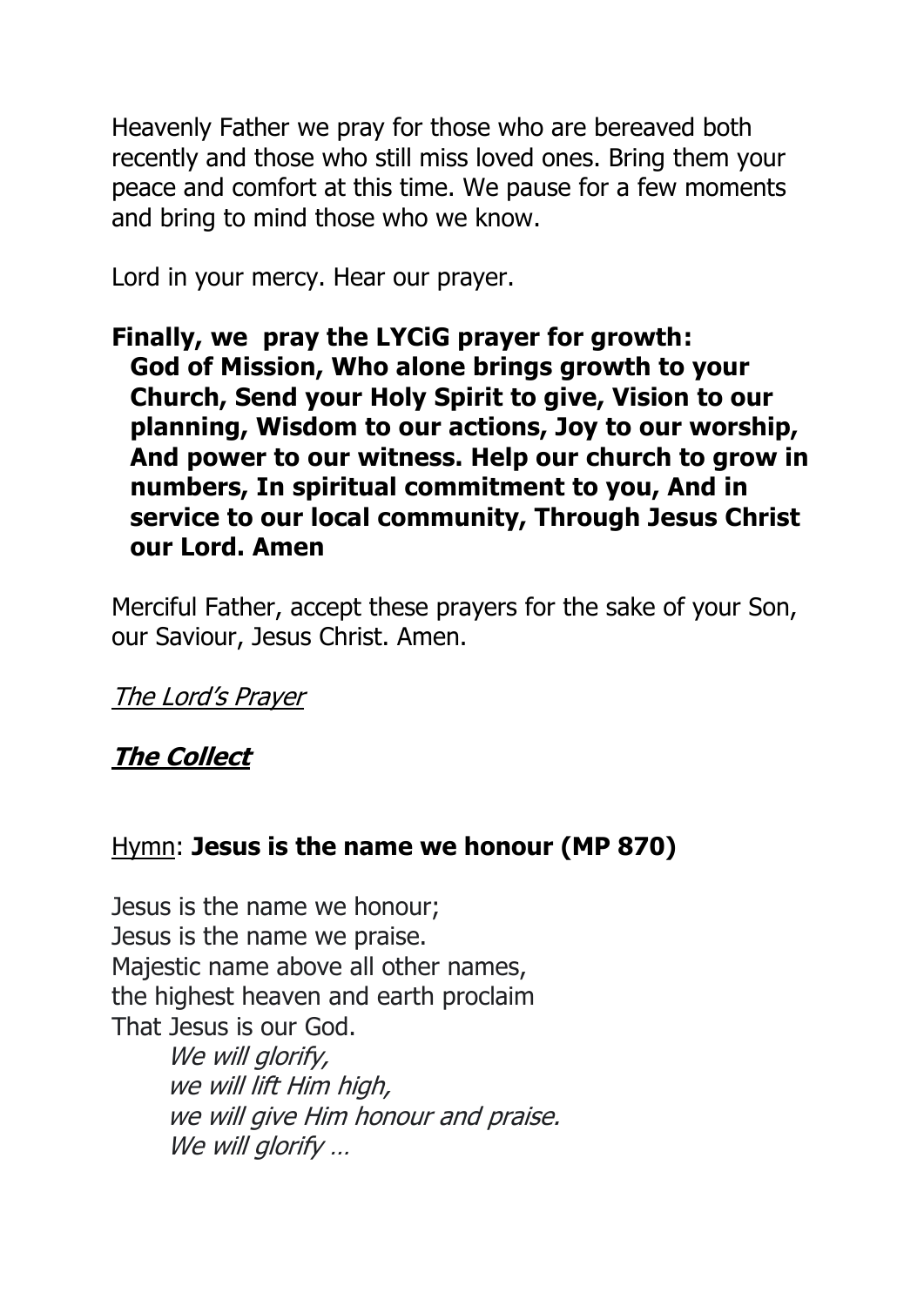Heavenly Father we pray for those who are bereaved both recently and those who still miss loved ones. Bring them your peace and comfort at this time. We pause for a few moments and bring to mind those who we know.

Lord in your mercy. Hear our prayer.

**Finally, we pray the LYCiG prayer for growth:**
**God of Mission, Who alone brings growth to your Church, Send your Holy Spirit to give, Vision to our planning, Wisdom to our actions, Joy to our worship, And power to our witness. Help our church to grow in numbers, In spiritual commitment to you, And in service to our local community, Through Jesus Christ our Lord. Amen**

Merciful Father, accept these prayers for the sake of your Son, our Saviour, Jesus Christ. Amen.

*The Lord's Prayer*

***The Collect***

Hymn: **Jesus is the name we honour (MP 870)**

Jesus is the name we honour;
Jesus is the name we praise.
Majestic name above all other names,
the highest heaven and earth proclaim
That Jesus is our God.

*We will glorify,*
*we will lift Him high,*
*we will give Him honour and praise.*
*We will glorify …*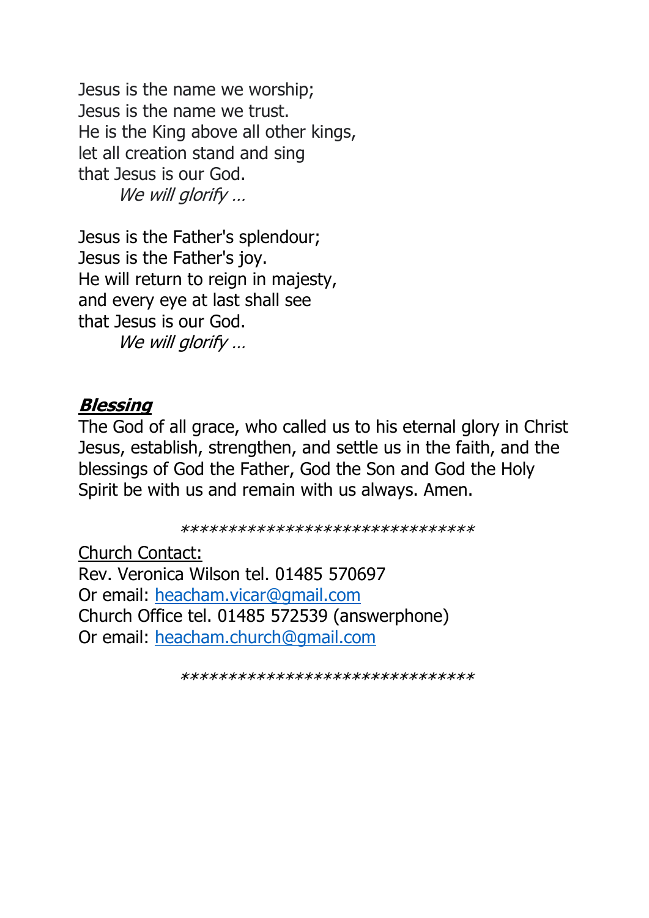Jesus is the name we worship;
Jesus is the name we trust.
He is the King above all other kings,
let all creation stand and sing
that Jesus is our God.
*We will glorify …*

Jesus is the Father's splendour;
Jesus is the Father's joy.
He will return to reign in majesty,
and every eye at last shall see
that Jesus is our God.
*We will glorify …*

## Blessing

The God of all grace, who called us to his eternal glory in Christ Jesus, establish, strengthen, and settle us in the faith, and the blessings of God the Father, God the Son and God the Holy Spirit be with us and remain with us always. Amen.

*******************************

Church Contact:
Rev. Veronica Wilson tel. 01485 570697
Or email: heacham.vicar@gmail.com
Church Office tel. 01485 572539 (answerphone)
Or email: heacham.church@gmail.com

*******************************